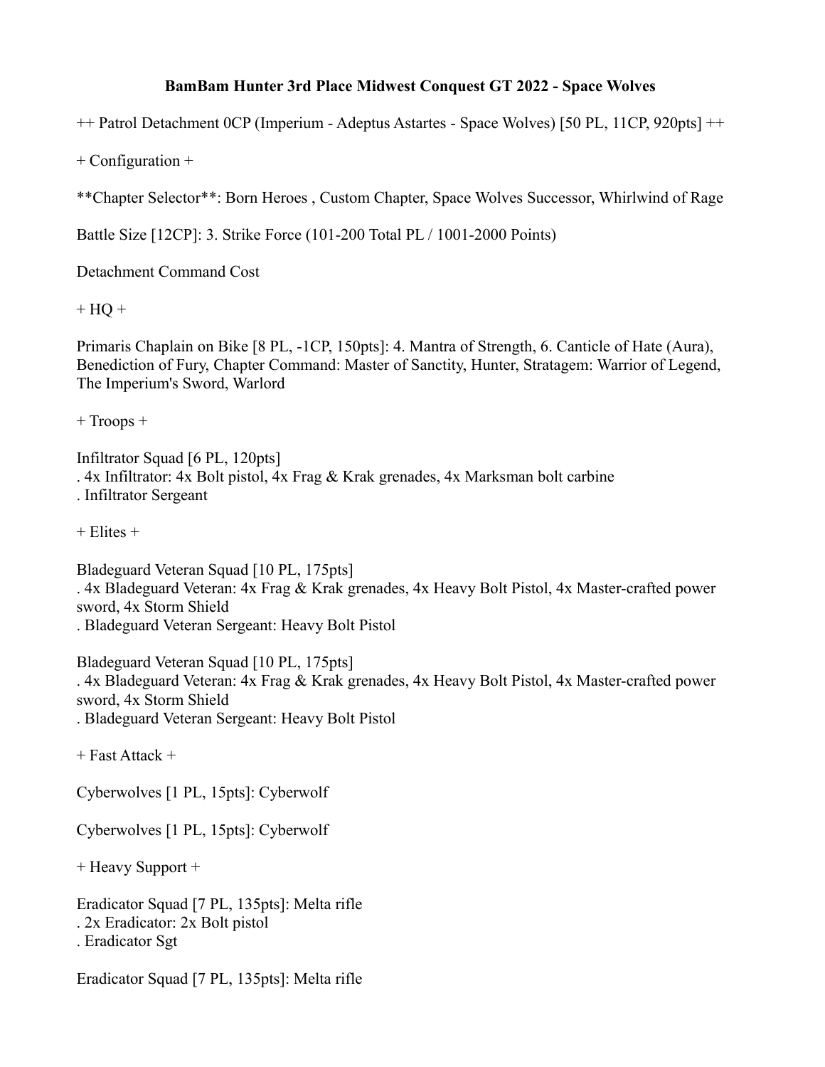# BamBam Hunter 3rd Place Midwest Conquest GT 2022 - Space Wolves

++ Patrol Detachment 0CP (Imperium - Adeptus Astartes - Space Wolves) [50 PL, 11CP, 920pts] ++

+ Configuration +

**Chapter Selector**: Born Heroes , Custom Chapter, Space Wolves Successor, Whirlwind of Rage

Battle Size [12CP]: 3. Strike Force (101-200 Total PL / 1001-2000 Points)

Detachment Command Cost

+ HQ +

Primaris Chaplain on Bike [8 PL, -1CP, 150pts]: 4. Mantra of Strength, 6. Canticle of Hate (Aura), Benediction of Fury, Chapter Command: Master of Sanctity, Hunter, Stratagem: Warrior of Legend, The Imperium's Sword, Warlord

+ Troops +

Infiltrator Squad [6 PL, 120pts]
. 4x Infiltrator: 4x Bolt pistol, 4x Frag & Krak grenades, 4x Marksman bolt carbine
. Infiltrator Sergeant

+ Elites +

Bladeguard Veteran Squad [10 PL, 175pts]
. 4x Bladeguard Veteran: 4x Frag & Krak grenades, 4x Heavy Bolt Pistol, 4x Master-crafted power sword, 4x Storm Shield
. Bladeguard Veteran Sergeant: Heavy Bolt Pistol

Bladeguard Veteran Squad [10 PL, 175pts]
. 4x Bladeguard Veteran: 4x Frag & Krak grenades, 4x Heavy Bolt Pistol, 4x Master-crafted power sword, 4x Storm Shield
. Bladeguard Veteran Sergeant: Heavy Bolt Pistol

+ Fast Attack +

Cyberwolves [1 PL, 15pts]: Cyberwolf

Cyberwolves [1 PL, 15pts]: Cyberwolf

+ Heavy Support +

Eradicator Squad [7 PL, 135pts]: Melta rifle
. 2x Eradicator: 2x Bolt pistol
. Eradicator Sgt

Eradicator Squad [7 PL, 135pts]: Melta rifle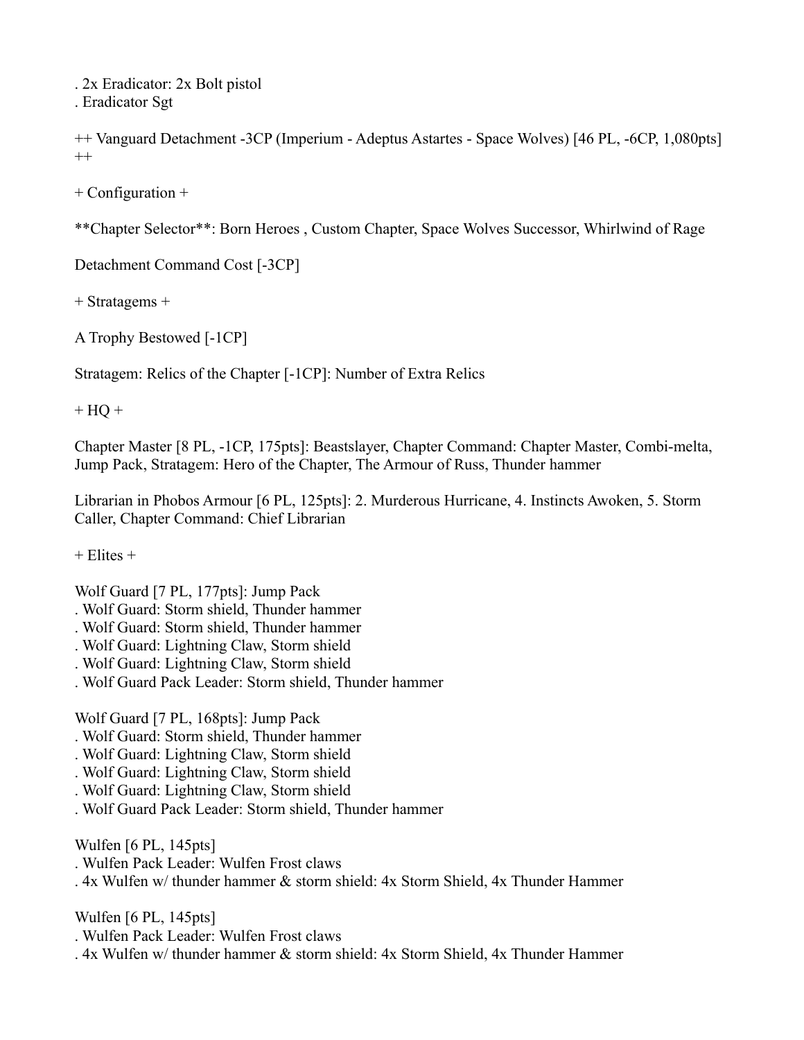. 2x Eradicator: 2x Bolt pistol
. Eradicator Sgt

++ Vanguard Detachment -3CP (Imperium - Adeptus Astartes - Space Wolves) [46 PL, -6CP, 1,080pts] ++

+ Configuration +

**Chapter Selector**: Born Heroes , Custom Chapter, Space Wolves Successor, Whirlwind of Rage

Detachment Command Cost [-3CP]

+ Stratagems +

A Trophy Bestowed [-1CP]

Stratagem: Relics of the Chapter [-1CP]: Number of Extra Relics

+ HQ +

Chapter Master [8 PL, -1CP, 175pts]: Beastslayer, Chapter Command: Chapter Master, Combi-melta, Jump Pack, Stratagem: Hero of the Chapter, The Armour of Russ, Thunder hammer

Librarian in Phobos Armour [6 PL, 125pts]: 2. Murderous Hurricane, 4. Instincts Awoken, 5. Storm Caller, Chapter Command: Chief Librarian

+ Elites +

Wolf Guard [7 PL, 177pts]: Jump Pack
. Wolf Guard: Storm shield, Thunder hammer
. Wolf Guard: Storm shield, Thunder hammer
. Wolf Guard: Lightning Claw, Storm shield
. Wolf Guard: Lightning Claw, Storm shield
. Wolf Guard Pack Leader: Storm shield, Thunder hammer

Wolf Guard [7 PL, 168pts]: Jump Pack
. Wolf Guard: Storm shield, Thunder hammer
. Wolf Guard: Lightning Claw, Storm shield
. Wolf Guard: Lightning Claw, Storm shield
. Wolf Guard: Lightning Claw, Storm shield
. Wolf Guard Pack Leader: Storm shield, Thunder hammer

Wulfen [6 PL, 145pts]
. Wulfen Pack Leader: Wulfen Frost claws
. 4x Wulfen w/ thunder hammer & storm shield: 4x Storm Shield, 4x Thunder Hammer

Wulfen [6 PL, 145pts]
. Wulfen Pack Leader: Wulfen Frost claws
. 4x Wulfen w/ thunder hammer & storm shield: 4x Storm Shield, 4x Thunder Hammer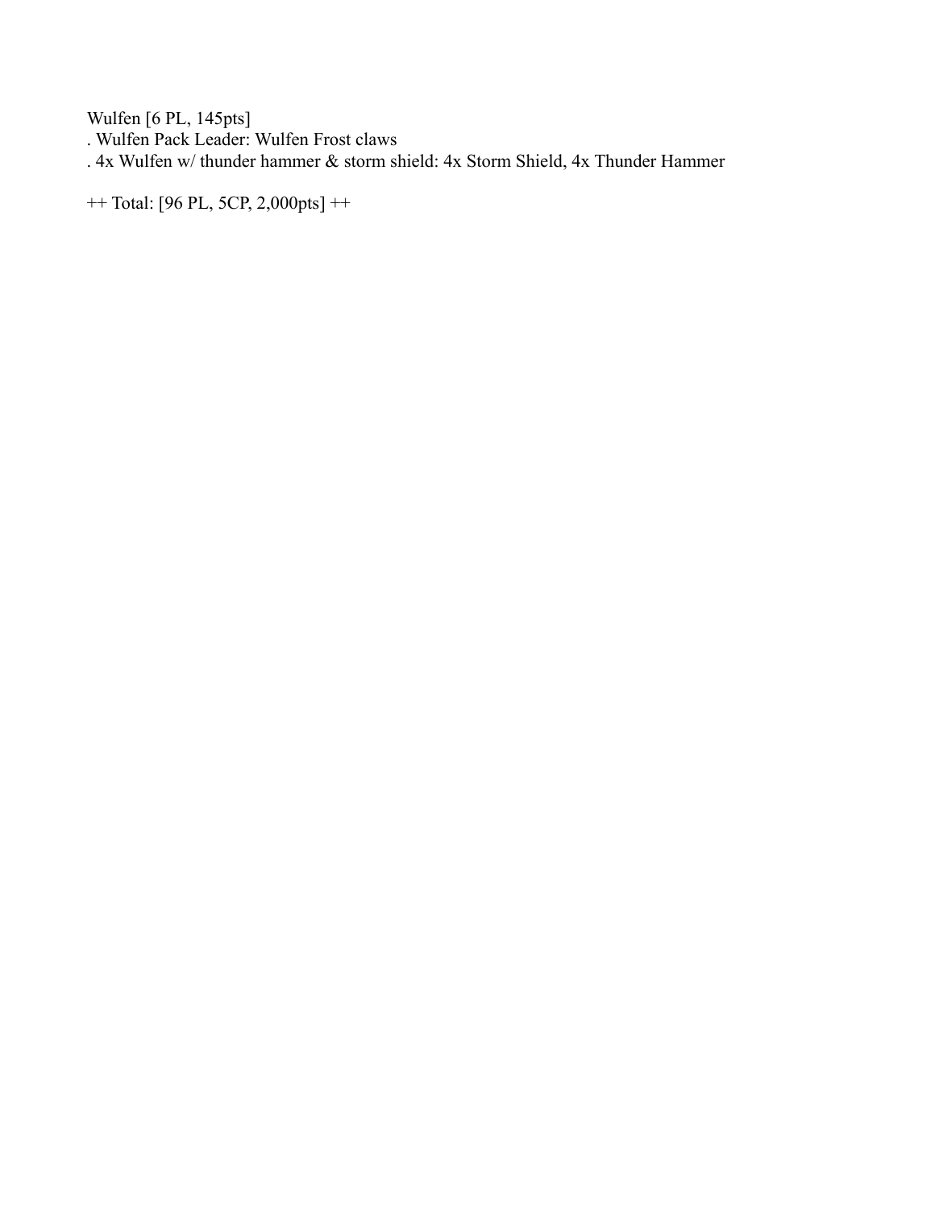Wulfen [6 PL, 145pts]
. Wulfen Pack Leader: Wulfen Frost claws
. 4x Wulfen w/ thunder hammer & storm shield: 4x Storm Shield, 4x Thunder Hammer

++ Total: [96 PL, 5CP, 2,000pts] ++